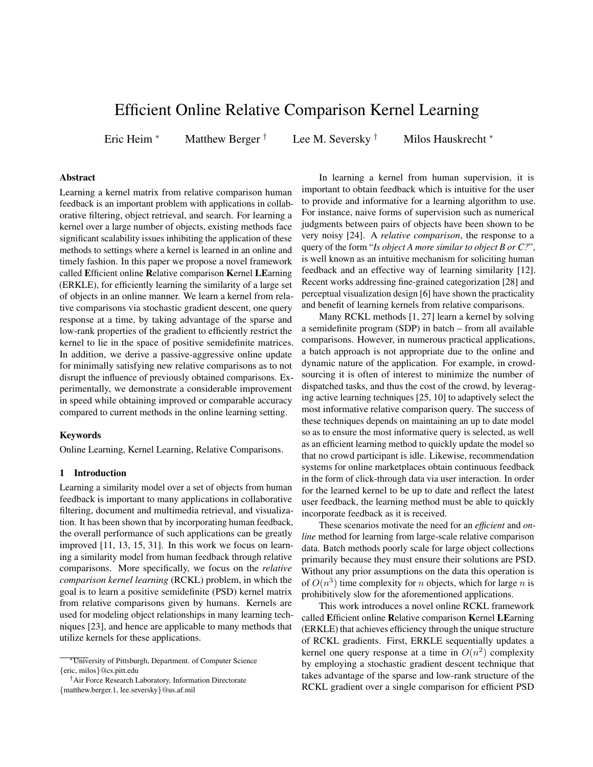# Efficient Online Relative Comparison Kernel Learning

Eric Heim [*] Matthew Berger [†] Lee M. Seversky [†] Milos Hauskrecht [*]

## Abstract

Learning a kernel matrix from relative comparison human feedback is an important problem with applications in collaborative filtering, object retrieval, and search. For learning a kernel over a large number of objects, existing methods face significant scalability issues inhibiting the application of these methods to settings where a kernel is learned in an online and timely fashion. In this paper we propose a novel framework called **E**fficient online **R**elative comparison **K**ernel **LE**arning (ERKLE), for efficiently learning the similarity of a large set of objects in an online manner. We learn a kernel from relative comparisons via stochastic gradient descent, one query response at a time, by taking advantage of the sparse and low-rank properties of the gradient to efficiently restrict the kernel to lie in the space of positive semidefinite matrices. In addition, we derive a passive-aggressive online update for minimally satisfying new relative comparisons as to not disrupt the influence of previously obtained comparisons. Experimentally, we demonstrate a considerable improvement in speed while obtaining improved or comparable accuracy compared to current methods in the online learning setting.

## Keywords

Online Learning, Kernel Learning, Relative Comparisons.

## 1 Introduction

Learning a similarity model over a set of objects from human feedback is important to many applications in collaborative filtering, document and multimedia retrieval, and visualization. It has been shown that by incorporating human feedback, the overall performance of such applications can be greatly improved [11, 13, 15, 31]. In this work we focus on learning a similarity model from human feedback through relative comparisons. More specifically, we focus on the *relative comparison kernel learning* (RCKL) problem, in which the goal is to learn a positive semidefinite (PSD) kernel matrix from relative comparisons given by humans. Kernels are used for modeling object relationships in many learning techniques [23], and hence are applicable to many methods that utilize kernels for these applications.

In learning a kernel from human supervision, it is important to obtain feedback which is intuitive for the user to provide and informative for a learning algorithm to use. For instance, naive forms of supervision such as numerical judgments between pairs of objects have been shown to be very noisy [24]. A *relative comparison*, the response to a query of the form "***Is object A more similar to object B or C?***", is well known as an intuitive mechanism for soliciting human feedback and an effective way of learning similarity [12]. Recent works addressing fine-grained categorization [28] and perceptual visualization design [6] have shown the practicality and benefit of learning kernels from relative comparisons.

Many RCKL methods [1, 27] learn a kernel by solving a semidefinite program (SDP) in batch – from all available comparisons. However, in numerous practical applications, a batch approach is not appropriate due to the online and dynamic nature of the application. For example, in crowdsourcing it is often of interest to minimize the number of dispatched tasks, and thus the cost of the crowd, by leveraging active learning techniques [25, 10] to adaptively select the most informative relative comparison query. The success of these techniques depends on maintaining an up to date model so as to ensure the most informative query is selected, as well as an efficient learning method to quickly update the model so that no crowd participant is idle. Likewise, recommendation systems for online marketplaces obtain continuous feedback in the form of click-through data via user interaction. In order for the learned kernel to be up to date and reflect the latest user feedback, the learning method must be able to quickly incorporate feedback as it is received.

These scenarios motivate the need for an *efficient* and *online* method for learning from large-scale relative comparison data. Batch methods poorly scale for large object collections primarily because they must ensure their solutions are PSD. Without any prior assumptions on the data this operation is of $O(n^3)$ time complexity for $n$ objects, which for large $n$ is prohibitively slow for the aforementioned applications.

This work introduces a novel online RCKL framework called **E**fficient online **R**elative comparison **K**ernel **LE**arning (ERKLE) that achieves efficiency through the unique structure of RCKL gradients. First, ERKLE sequentially updates a kernel one query response at a time in $O(n^2)$ complexity by employing a stochastic gradient descent technique that takes advantage of the sparse and low-rank structure of the RCKL gradient over a single comparison for efficient PSD

[*] University of Pittsburgh, Department. of Computer Science {eric, milos}@cs.pitt.edu

[†] Air Force Research Laboratory, Information Directorate {matthew.berger.1, lee.seversky}@us.af.mil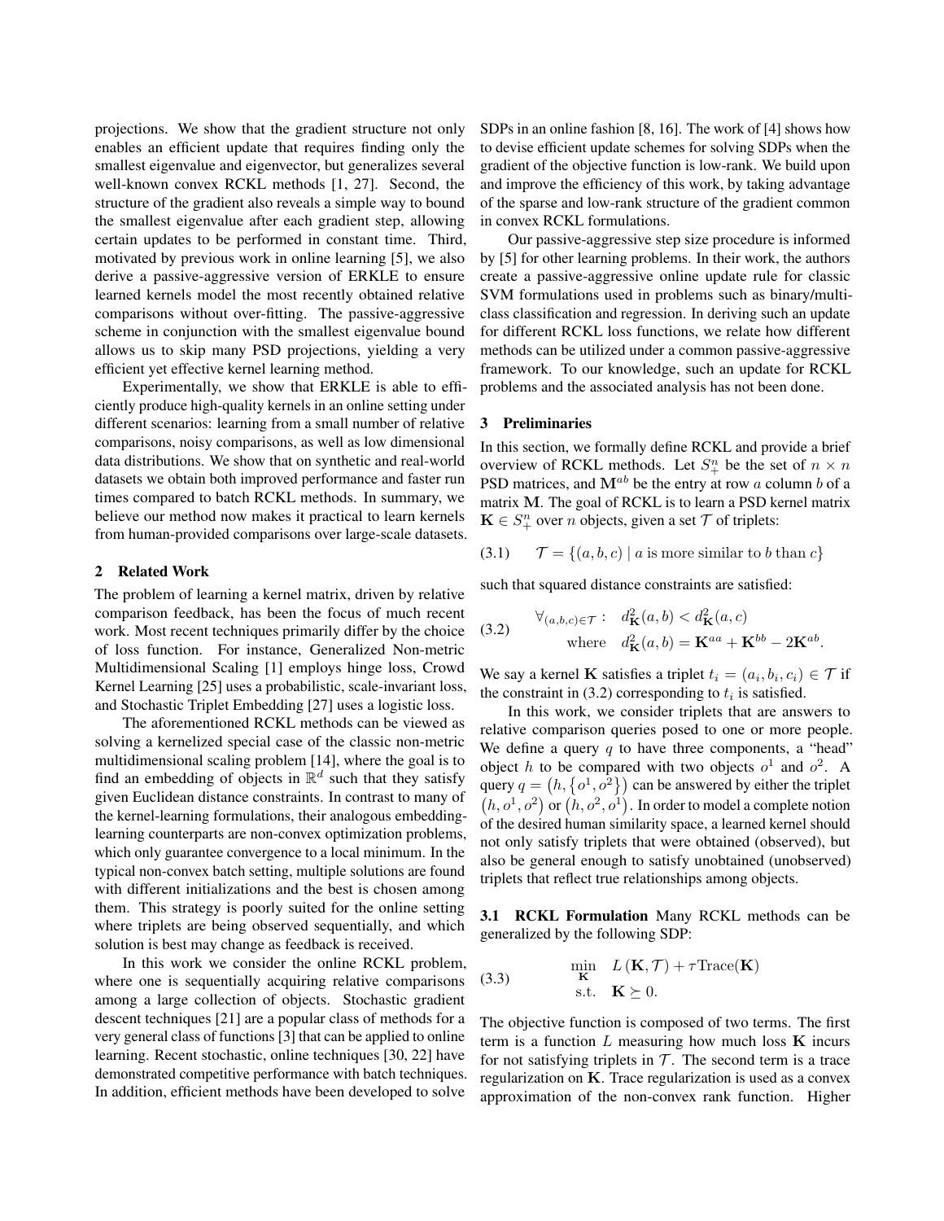projections. We show that the gradient structure not only enables an efficient update that requires finding only the smallest eigenvalue and eigenvector, but generalizes several well-known convex RCKL methods [1, 27]. Second, the structure of the gradient also reveals a simple way to bound the smallest eigenvalue after each gradient step, allowing certain updates to be performed in constant time. Third, motivated by previous work in online learning [5], we also derive a passive-aggressive version of ERKLE to ensure learned kernels model the most recently obtained relative comparisons without over-fitting. The passive-aggressive scheme in conjunction with the smallest eigenvalue bound allows us to skip many PSD projections, yielding a very efficient yet effective kernel learning method.

Experimentally, we show that ERKLE is able to efficiently produce high-quality kernels in an online setting under different scenarios: learning from a small number of relative comparisons, noisy comparisons, as well as low dimensional data distributions. We show that on synthetic and real-world datasets we obtain both improved performance and faster run times compared to batch RCKL methods. In summary, we believe our method now makes it practical to learn kernels from human-provided comparisons over large-scale datasets.

## 2 Related Work

The problem of learning a kernel matrix, driven by relative comparison feedback, has been the focus of much recent work. Most recent techniques primarily differ by the choice of loss function. For instance, Generalized Non-metric Multidimensional Scaling [1] employs hinge loss, Crowd Kernel Learning [25] uses a probabilistic, scale-invariant loss, and Stochastic Triplet Embedding [27] uses a logistic loss.

The aforementioned RCKL methods can be viewed as solving a kernelized special case of the classic non-metric multidimensional scaling problem [14], where the goal is to find an embedding of objects in $\mathbb{R}^d$ such that they satisfy given Euclidean distance constraints. In contrast to many of the kernel-learning formulations, their analogous embedding-learning counterparts are non-convex optimization problems, which only guarantee convergence to a local minimum. In the typical non-convex batch setting, multiple solutions are found with different initializations and the best is chosen among them. This strategy is poorly suited for the online setting where triplets are being observed sequentially, and which solution is best may change as feedback is received.

In this work we consider the online RCKL problem, where one is sequentially acquiring relative comparisons among a large collection of objects. Stochastic gradient descent techniques [21] are a popular class of methods for a very general class of functions [3] that can be applied to online learning. Recent stochastic, online techniques [30, 22] have demonstrated competitive performance with batch techniques. In addition, efficient methods have been developed to solve SDPs in an online fashion [8, 16]. The work of [4] shows how to devise efficient update schemes for solving SDPs when the gradient of the objective function is low-rank. We build upon and improve the efficiency of this work, by taking advantage of the sparse and low-rank structure of the gradient common in convex RCKL formulations.

Our passive-aggressive step size procedure is informed by [5] for other learning problems. In their work, the authors create a passive-aggressive online update rule for classic SVM formulations used in problems such as binary/multi-class classification and regression. In deriving such an update for different RCKL loss functions, we relate how different methods can be utilized under a common passive-aggressive framework. To our knowledge, such an update for RCKL problems and the associated analysis has not been done.

## 3 Preliminaries

In this section, we formally define RCKL and provide a brief overview of RCKL methods. Let $S_+^n$ be the set of $n \times n$ PSD matrices, and $\mathbf{M}^{ab}$ be the entry at row $a$ column $b$ of a matrix $\mathbf{M}$. The goal of RCKL is to learn a PSD kernel matrix $\mathbf{K} \in S_+^n$ over $n$ objects, given a set $\mathcal{T}$ of triplets:

$$\mathcal{T} = \{(a, b, c) \mid a \text{ is more similar to } b \text{ than } c\} \tag{3.1}$$

such that squared distance constraints are satisfied:

$$\begin{aligned} \forall_{(a,b,c) \in \mathcal{T}}: \quad & d_{\mathbf{K}}^2(a, b) < d_{\mathbf{K}}^2(a, c) \\ \text{where} \quad & d_{\mathbf{K}}^2(a, b) = \mathbf{K}^{aa} + \mathbf{K}^{bb} - 2\mathbf{K}^{ab}. \end{aligned} \tag{3.2}$$

We say a kernel $\mathbf{K}$ satisfies a triplet $t_i = (a_i, b_i, c_i) \in \mathcal{T}$ if the constraint in (3.2) corresponding to $t_i$ is satisfied.

In this work, we consider triplets that are answers to relative comparison queries posed to one or more people. We define a query $q$ to have three components, a "head" object $h$ to be compared with two objects $o^1$ and $o^2$. A query $q = \left(h, \left\{o^1, o^2\right\}\right)$ can be answered by either the triplet $\left(h, o^1, o^2\right)$ or $\left(h, o^2, o^1\right)$. In order to model a complete notion of the desired human similarity space, a learned kernel should not only satisfy triplets that were obtained (observed), but also be general enough to satisfy unobtained (unobserved) triplets that reflect true relationships among objects.

### 3.1 RCKL Formulation

Many RCKL methods can be generalized by the following SDP:

$$\begin{aligned} \min_{\mathbf{K}} \quad & L\left(\mathbf{K}, \mathcal{T}\right) + \tau \text{Trace}(\mathbf{K}) \\ \text{s.t.} \quad & \mathbf{K} \succeq 0. \end{aligned} \tag{3.3}$$

The objective function is composed of two terms. The first term is a function $L$ measuring how much loss $\mathbf{K}$ incurs for not satisfying triplets in $\mathcal{T}$. The second term is a trace regularization on $\mathbf{K}$. Trace regularization is used as a convex approximation of the non-convex rank function. Higher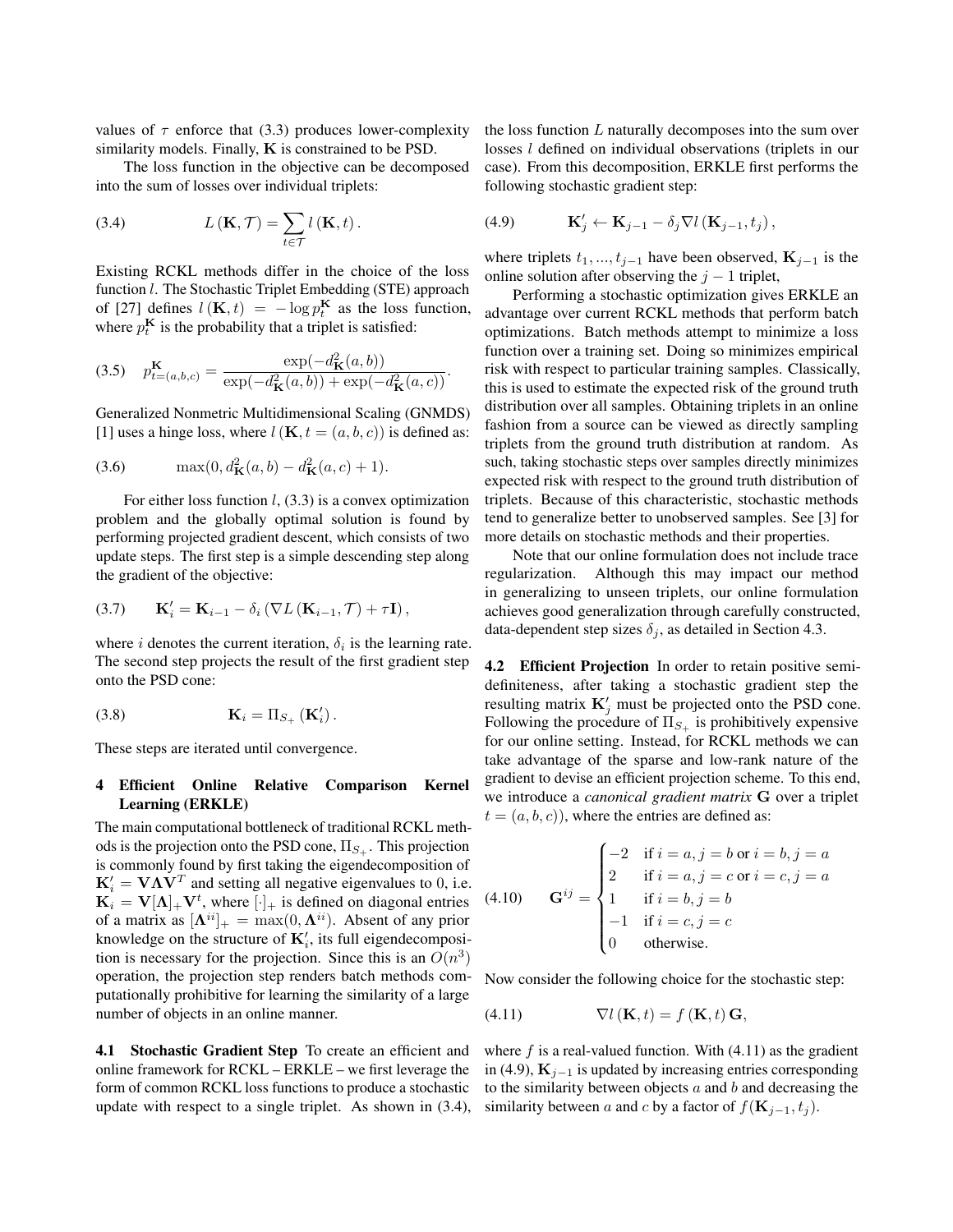values of $\tau$ enforce that (3.3) produces lower-complexity similarity models. Finally, $\mathbf{K}$ is constrained to be PSD.

The loss function in the objective can be decomposed into the sum of losses over individual triplets:

$$L(\mathbf{K}, \mathcal{T}) = \sum_{t \in \mathcal{T}} l(\mathbf{K}, t). \tag{3.4}$$

Existing RCKL methods differ in the choice of the loss function $l$. The Stochastic Triplet Embedding (STE) approach of [27] defines $l(\mathbf{K}, t) = -\log p_t^{\mathbf{K}}$ as the loss function, where $p_t^{\mathbf{K}}$ is the probability that a triplet is satisfied:

$$p_{t=(a,b,c)}^{\mathbf{K}} = \frac{\exp(-d_{\mathbf{K}}^2(a,b))}{\exp(-d_{\mathbf{K}}^2(a,b)) + \exp(-d_{\mathbf{K}}^2(a,c))}. \tag{3.5}$$

Generalized Nonmetric Multidimensional Scaling (GNMDS) [1] uses a hinge loss, where $l(\mathbf{K}, t = (a, b, c))$ is defined as:

$$\max(0, d_{\mathbf{K}}^2(a,b) - d_{\mathbf{K}}^2(a,c) + 1). \tag{3.6}$$

For either loss function $l$, (3.3) is a convex optimization problem and the globally optimal solution is found by performing projected gradient descent, which consists of two update steps. The first step is a simple descending step along the gradient of the objective:

$$\mathbf{K}_i' = \mathbf{K}_{i-1} - \delta_i \left( \nabla L(\mathbf{K}_{i-1}, \mathcal{T}) + \tau \mathbf{I} \right), \tag{3.7}$$

where $i$ denotes the current iteration, $\delta_i$ is the learning rate. The second step projects the result of the first gradient step onto the PSD cone:

$$\mathbf{K}_i = \Pi_{S_+}(\mathbf{K}_i'). \tag{3.8}$$

These steps are iterated until convergence.

## 4 Efficient Online Relative Comparison Kernel Learning (ERKLE)

The main computational bottleneck of traditional RCKL methods is the projection onto the PSD cone, $\Pi_{S_+}$. This projection is commonly found by first taking the eigendecomposition of $\mathbf{K}_i' = \mathbf{V}\mathbf{\Lambda}\mathbf{V}^T$ and setting all negative eigenvalues to 0, i.e. $\mathbf{K}_i = \mathbf{V}[\mathbf{\Lambda}]_+\mathbf{V}^t$, where $[\cdot]_+$ is defined on diagonal entries of a matrix as $[\mathbf{\Lambda}^{ii}]_+ = \max(0, \mathbf{\Lambda}^{ii})$. Absent of any prior knowledge on the structure of $\mathbf{K}_i'$, its full eigendecomposition is necessary for the projection. Since this is an $O(n^3)$ operation, the projection step renders batch methods computationally prohibitive for learning the similarity of a large number of objects in an online manner.

**4.1 Stochastic Gradient Step** To create an efficient and online framework for RCKL – ERKLE – we first leverage the form of common RCKL loss functions to produce a stochastic update with respect to a single triplet. As shown in (3.4), the loss function $L$ naturally decomposes into the sum over losses $l$ defined on individual observations (triplets in our case). From this decomposition, ERKLE first performs the following stochastic gradient step:

$$\mathbf{K}_j' \leftarrow \mathbf{K}_{j-1} - \delta_j \nabla l(\mathbf{K}_{j-1}, t_j), \tag{4.9}$$

where triplets $t_1, ..., t_{j-1}$ have been observed, $\mathbf{K}_{j-1}$ is the online solution after observing the $j-1$ triplet,

Performing a stochastic optimization gives ERKLE an advantage over current RCKL methods that perform batch optimizations. Batch methods attempt to minimize a loss function over a training set. Doing so minimizes empirical risk with respect to particular training samples. Classically, this is used to estimate the expected risk of the ground truth distribution over all samples. Obtaining triplets in an online fashion from a source can be viewed as directly sampling triplets from the ground truth distribution at random. As such, taking stochastic steps over samples directly minimizes expected risk with respect to the ground truth distribution of triplets. Because of this characteristic, stochastic methods tend to generalize better to unobserved samples. See [3] for more details on stochastic methods and their properties.

Note that our online formulation does not include trace regularization. Although this may impact our method in generalizing to unseen triplets, our online formulation achieves good generalization through carefully constructed, data-dependent step sizes $\delta_j$, as detailed in Section 4.3.

**4.2 Efficient Projection** In order to retain positive semi-definiteness, after taking a stochastic gradient step the resulting matrix $\mathbf{K}_j'$ must be projected onto the PSD cone. Following the procedure of $\Pi_{S_+}$ is prohibitively expensive for our online setting. Instead, for RCKL methods we can take advantage of the sparse and low-rank nature of the gradient to devise an efficient projection scheme. To this end, we introduce a *canonical gradient matrix* $\mathbf{G}$ over a triplet $t = (a, b, c))$, where the entries are defined as:

$$\mathbf{G}^{ij} = \begin{cases} -2 & \text{if } i = a, j = b \text{ or } i = b, j = a \\ 2 & \text{if } i = a, j = c \text{ or } i = c, j = a \\ 1 & \text{if } i = b, j = b \\ -1 & \text{if } i = c, j = c \\ 0 & \text{otherwise.} \end{cases} \tag{4.10}$$

Now consider the following choice for the stochastic step:

$$\nabla l(\mathbf{K}, t) = f(\mathbf{K}, t)\,\mathbf{G}, \tag{4.11}$$

where $f$ is a real-valued function. With (4.11) as the gradient in (4.9), $\mathbf{K}_{j-1}$ is updated by increasing entries corresponding to the similarity between objects $a$ and $b$ and decreasing the similarity between $a$ and $c$ by a factor of $f(\mathbf{K}_{j-1}, t_j)$.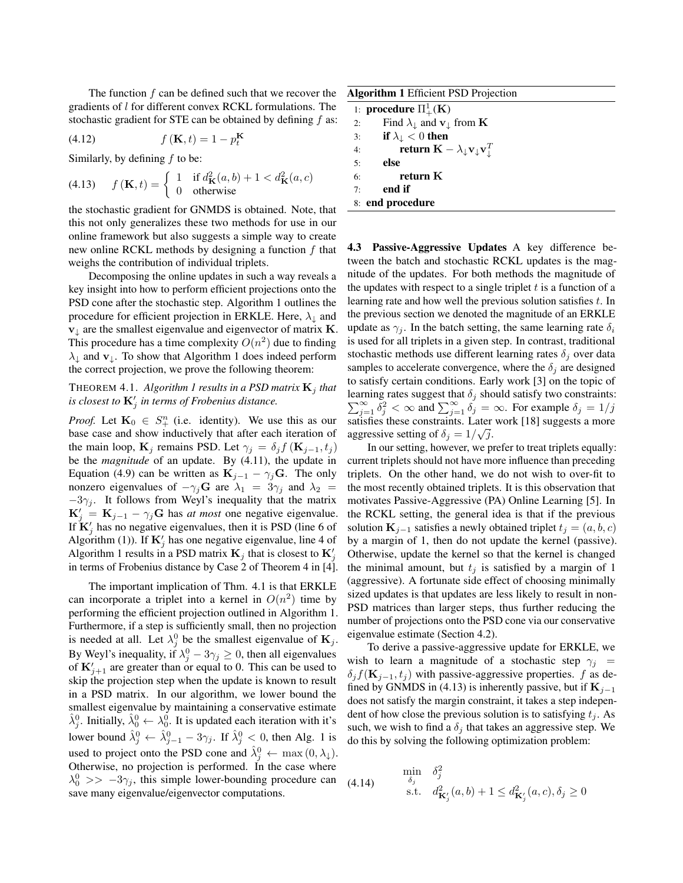The function $f$ can be defined such that we recover the gradients of $l$ for different convex RCKL formulations. The stochastic gradient for STE can be obtained by defining $f$ as:

$$f(\mathbf{K}, t) = 1 - p_t^{\mathbf{K}} \tag{4.12}$$

Similarly, by defining $f$ to be:

$$f(\mathbf{K}, t) = \begin{cases} 1 & \text{if } d_{\mathbf{K}}^2(a, b) + 1 < d_{\mathbf{K}}^2(a, c) \\ 0 & \text{otherwise} \end{cases} \tag{4.13}$$

the stochastic gradient for GNMDS is obtained. Note, that this not only generalizes these two methods for use in our online framework but also suggests a simple way to create new online RCKL methods by designing a function $f$ that weighs the contribution of individual triplets.

Decomposing the online updates in such a way reveals a key insight into how to perform efficient projections onto the PSD cone after the stochastic step. Algorithm 1 outlines the procedure for efficient projection in ERKLE. Here, $\lambda_\downarrow$ and $\mathbf{v}_\downarrow$ are the smallest eigenvalue and eigenvector of matrix $\mathbf{K}$. This procedure has a time complexity $O(n^2)$ due to finding $\lambda_\downarrow$ and $\mathbf{v}_\downarrow$. To show that Algorithm 1 does indeed perform the correct projection, we prove the following theorem:

THEOREM 4.1. *Algorithm 1 results in a PSD matrix $\mathbf{K}_j$ that is closest to $\mathbf{K}_j'$ in terms of Frobenius distance.*

*Proof.* Let $\mathbf{K}_0 \in S_+^n$ (i.e. identity). We use this as our base case and show inductively that after each iteration of the main loop, $\mathbf{K}_j$ remains PSD. Let $\gamma_j = \delta_j f(\mathbf{K}_{j-1}, t_j)$ be the *magnitude* of an update. By (4.11), the update in Equation (4.9) can be written as $\mathbf{K}_{j-1} - \gamma_j \mathbf{G}$. The only nonzero eigenvalues of $-\gamma_j \mathbf{G}$ are $\lambda_1 = 3\gamma_j$ and $\lambda_2 = -3\gamma_j$. It follows from Weyl's inequality that the matrix $\mathbf{K}_j' = \mathbf{K}_{j-1} - \gamma_j \mathbf{G}$ has *at most* one negative eigenvalue. If $\mathbf{K}_j'$ has no negative eigenvalues, then it is PSD (line 6 of Algorithm (1)). If $\mathbf{K}_j'$ has one negative eigenvalue, line 4 of Algorithm 1 results in a PSD matrix $\mathbf{K}_j$ that is closest to $\mathbf{K}_j'$ in terms of Frobenius distance by Case 2 of Theorem 4 in [4].

The important implication of Thm. 4.1 is that ERKLE can incorporate a triplet into a kernel in $O(n^2)$ time by performing the efficient projection outlined in Algorithm 1. Furthermore, if a step is sufficiently small, then no projection is needed at all. Let $\lambda_j^0$ be the smallest eigenvalue of $\mathbf{K}_j$. By Weyl's inequality, if $\lambda_j^0 - 3\gamma_j \geq 0$, then all eigenvalues of $\mathbf{K}_{j+1}'$ are greater than or equal to 0. This can be used to skip the projection step when the update is known to result in a PSD matrix. In our algorithm, we lower bound the smallest eigenvalue by maintaining a conservative estimate $\hat{\lambda}_j^0$. Initially, $\hat{\lambda}_0^0 \leftarrow \lambda_0^0$. It is updated each iteration with it's lower bound $\hat{\lambda}_j^0 \leftarrow \hat{\lambda}_{j-1}^0 - 3\gamma_j$. If $\hat{\lambda}_j^0 < 0$, then Alg. 1 is used to project onto the PSD cone and $\hat{\lambda}_j^0 \leftarrow \max(0, \lambda_\downarrow)$. Otherwise, no projection is performed. In the case where $\lambda_0^0 >> -3\gamma_j$, this simple lower-bounding procedure can save many eigenvalue/eigenvector computations.

**Algorithm 1** Efficient PSD Projection

```
1: procedure Π¹₊(K)
2:     Find λ↓ and v↓ from K
3:     if λ↓ < 0 then
4:         return K − λ↓ v↓ v↓ᵀ
5:     else
6:         return K
7:     end if
8: end procedure
```

**4.3 Passive-Aggressive Updates** A key difference between the batch and stochastic RCKL updates is the magnitude of the updates. For both methods the magnitude of the updates with respect to a single triplet $t$ is a function of a learning rate and how well the previous solution satisfies $t$. In the previous section we denoted the magnitude of an ERKLE update as $\gamma_j$. In the batch setting, the same learning rate $\delta_i$ is used for all triplets in a given step. In contrast, traditional stochastic methods use different learning rates $\delta_j$ over data samples to accelerate convergence, where the $\delta_j$ are designed to satisfy certain conditions. Early work [3] on the topic of learning rates suggest that $\delta_j$ should satisfy two constraints: $\sum_{j=1}^{\infty} \delta_j^2 < \infty$ and $\sum_{j=1}^{\infty} \delta_j = \infty$. For example $\delta_j = 1/j$ satisfies these constraints. Later work [18] suggests a more aggressive setting of $\delta_j = 1/\sqrt{j}$.

In our setting, however, we prefer to treat triplets equally: current triplets should not have more influence than preceding triplets. On the other hand, we do not wish to over-fit to the most recently obtained triplets. It is this observation that motivates Passive-Aggressive (PA) Online Learning [5]. In the RCKL setting, the general idea is that if the previous solution $\mathbf{K}_{j-1}$ satisfies a newly obtained triplet $t_j = (a, b, c)$ by a margin of 1, then do not update the kernel (passive). Otherwise, update the kernel so that the kernel is changed the minimal amount, but $t_j$ is satisfied by a margin of 1 (aggressive). A fortunate side effect of choosing minimally sized updates is that updates are less likely to result in non-PSD matrices than larger steps, thus further reducing the number of projections onto the PSD cone via our conservative eigenvalue estimate (Section 4.2).

To derive a passive-aggressive update for ERKLE, we wish to learn a magnitude of a stochastic step $\gamma_j = \delta_j f(\mathbf{K}_{j-1}, t_j)$ with passive-aggressive properties. $f$ as defined by GNMDS in (4.13) is inherently passive, but if $\mathbf{K}_{j-1}$ does not satisfy the margin constraint, it takes a step independent of how close the previous solution is to satisfying $t_j$. As such, we wish to find a $\delta_j$ that takes an aggressive step. We do this by solving the following optimization problem:

$$\begin{aligned} \min_{\delta_j} \quad & \delta_j^2 \\ \text{s.t.} \quad & d_{\mathbf{K}_j'}^2(a, b) + 1 \leq d_{\mathbf{K}_j'}^2(a, c), \delta_j \geq 0 \end{aligned} \tag{4.14}$$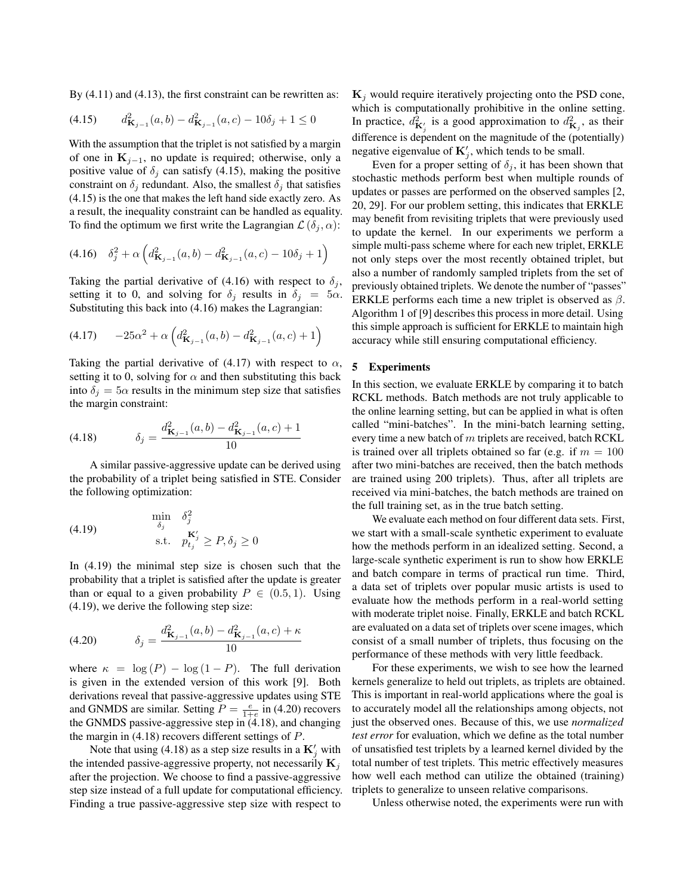By (4.11) and (4.13), the first constraint can be rewritten as:

$$d^2_{\mathbf{K}_{j-1}}(a,b) - d^2_{\mathbf{K}_{j-1}}(a,c) - 10\delta_j + 1 \leq 0 \tag{4.15}$$

With the assumption that the triplet is not satisfied by a margin of one in $\mathbf{K}_{j-1}$, no update is required; otherwise, only a positive value of $\delta_j$ can satisfy (4.15), making the positive constraint on $\delta_j$ redundant. Also, the smallest $\delta_j$ that satisfies (4.15) is the one that makes the left hand side exactly zero. As a result, the inequality constraint can be handled as equality. To find the optimum we first write the Lagrangian $\mathcal{L}(\delta_j, \alpha)$:

$$\delta_j^2 + \alpha\left(d^2_{\mathbf{K}_{j-1}}(a,b) - d^2_{\mathbf{K}_{j-1}}(a,c) - 10\delta_j + 1\right) \tag{4.16}$$

Taking the partial derivative of (4.16) with respect to $\delta_j$, setting it to 0, and solving for $\delta_j$ results in $\delta_j = 5\alpha$. Substituting this back into (4.16) makes the Lagrangian:

$$-25\alpha^2 + \alpha\left(d^2_{\mathbf{K}_{j-1}}(a,b) - d^2_{\mathbf{K}_{j-1}}(a,c) + 1\right) \tag{4.17}$$

Taking the partial derivative of (4.17) with respect to $\alpha$, setting it to 0, solving for $\alpha$ and then substituting this back into $\delta_j = 5\alpha$ results in the minimum step size that satisfies the margin constraint:

$$\delta_j = \frac{d^2_{\mathbf{K}_{j-1}}(a,b) - d^2_{\mathbf{K}_{j-1}}(a,c) + 1}{10} \tag{4.18}$$

A similar passive-aggressive update can be derived using the probability of a triplet being satisfied in STE. Consider the following optimization:

$$\begin{aligned} \min_{\delta_j} \quad & \delta_j^2 \\ \text{s.t.} \quad & p_{t_j}^{\mathbf{K}'_j} \geq P, \delta_j \geq 0 \end{aligned} \tag{4.19}$$

In (4.19) the minimal step size is chosen such that the probability that a triplet is satisfied after the update is greater than or equal to a given probability $P \in (0.5, 1)$. Using (4.19), we derive the following step size:

$$\delta_j = \frac{d^2_{\mathbf{K}_{j-1}}(a,b) - d^2_{\mathbf{K}_{j-1}}(a,c) + \kappa}{10} \tag{4.20}$$

where $\kappa = \log(P) - \log(1-P)$. The full derivation is given in the extended version of this work [9]. Both derivations reveal that passive-aggressive updates using STE and GNMDS are similar. Setting $P = \frac{e}{1+e}$ in (4.20) recovers the GNMDS passive-aggressive step in (4.18), and changing the margin in (4.18) recovers different settings of $P$.

Note that using (4.18) as a step size results in a $\mathbf{K}'_j$ with the intended passive-aggressive property, not necessarily $\mathbf{K}_j$ after the projection. We choose to find a passive-aggressive step size instead of a full update for computational efficiency. Finding a true passive-aggressive step size with respect to $\mathbf{K}_j$ would require iteratively projecting onto the PSD cone, which is computationally prohibitive in the online setting. In practice, $d^2_{\mathbf{K}'_j}$ is a good approximation to $d^2_{\mathbf{K}_j}$, as their difference is dependent on the magnitude of the (potentially) negative eigenvalue of $\mathbf{K}'_j$, which tends to be small.

Even for a proper setting of $\delta_j$, it has been shown that stochastic methods perform best when multiple rounds of updates or passes are performed on the observed samples [2, 20, 29]. For our problem setting, this indicates that ERKLE may benefit from revisiting triplets that were previously used to update the kernel. In our experiments we perform a simple multi-pass scheme where for each new triplet, ERKLE not only steps over the most recently obtained triplet, but also a number of randomly sampled triplets from the set of previously obtained triplets. We denote the number of "passes" ERKLE performs each time a new triplet is observed as $\beta$. Algorithm 1 of [9] describes this process in more detail. Using this simple approach is sufficient for ERKLE to maintain high accuracy while still ensuring computational efficiency.

## 5 Experiments

In this section, we evaluate ERKLE by comparing it to batch RCKL methods. Batch methods are not truly applicable to the online learning setting, but can be applied in what is often called "mini-batches". In the mini-batch learning setting, every time a new batch of $m$ triplets are received, batch RCKL is trained over all triplets obtained so far (e.g. if $m = 100$ after two mini-batches are received, then the batch methods are trained using 200 triplets). Thus, after all triplets are received via mini-batches, the batch methods are trained on the full training set, as in the true batch setting.

We evaluate each method on four different data sets. First, we start with a small-scale synthetic experiment to evaluate how the methods perform in an idealized setting. Second, a large-scale synthetic experiment is run to show how ERKLE and batch compare in terms of practical run time. Third, a data set of triplets over popular music artists is used to evaluate how the methods perform in a real-world setting with moderate triplet noise. Finally, ERKLE and batch RCKL are evaluated on a data set of triplets over scene images, which consist of a small number of triplets, thus focusing on the performance of these methods with very little feedback.

For these experiments, we wish to see how the learned kernels generalize to held out triplets, as triplets are obtained. This is important in real-world applications where the goal is to accurately model all the relationships among objects, not just the observed ones. Because of this, we use *normalized test error* for evaluation, which we define as the total number of unsatisfied test triplets by a learned kernel divided by the total number of test triplets. This metric effectively measures how well each method can utilize the obtained (training) triplets to generalize to unseen relative comparisons.

Unless otherwise noted, the experiments were run with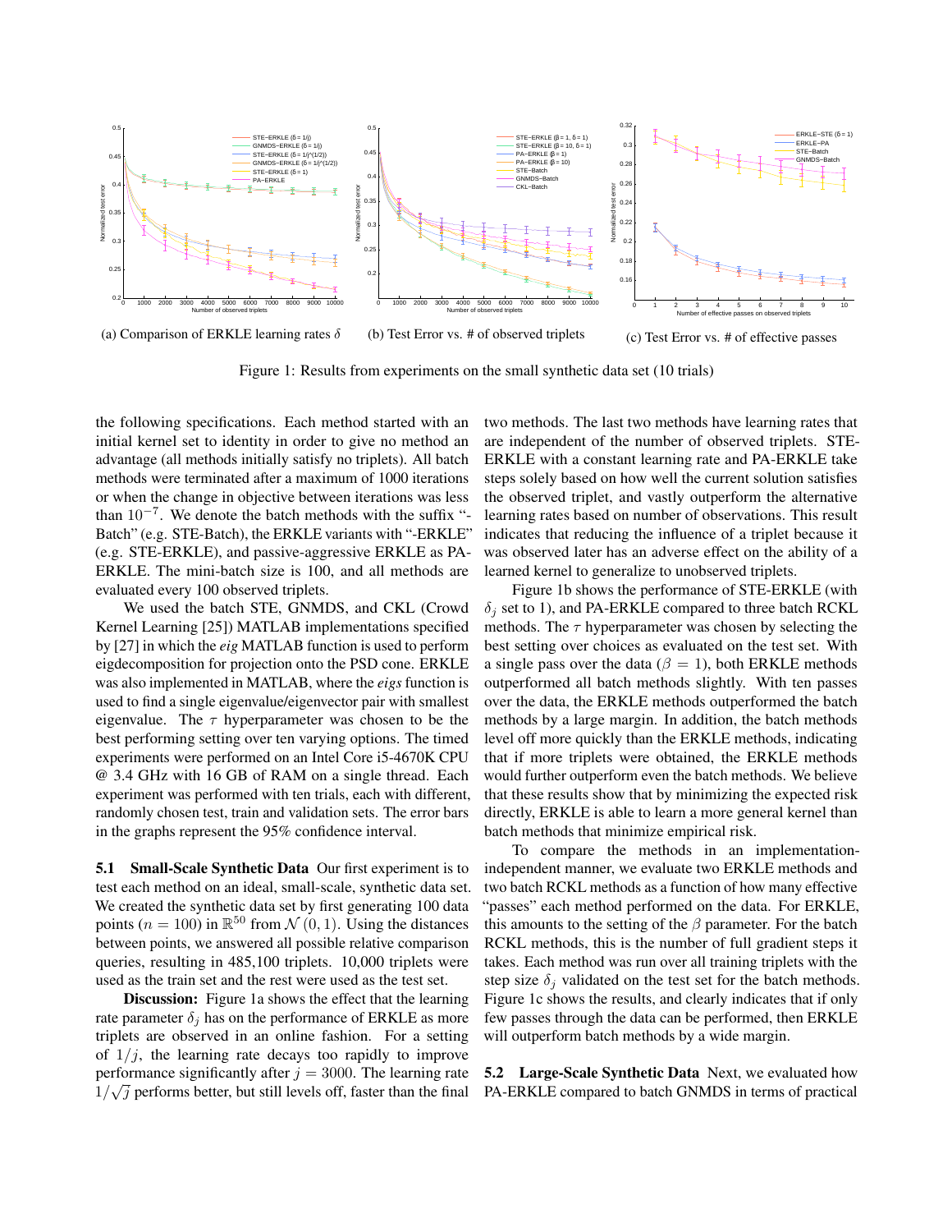(a) Comparison of ERKLE learning rates $\delta$

(b) Test Error vs. # of observed triplets

(c) Test Error vs. # of effective passes

Figure 1: Results from experiments on the small synthetic data set (10 trials)

the following specifications. Each method started with an initial kernel set to identity in order to give no method an advantage (all methods initially satisfy no triplets). All batch methods were terminated after a maximum of 1000 iterations or when the change in objective between iterations was less than $10^{-7}$. We denote the batch methods with the suffix "-Batch" (e.g. STE-Batch), the ERKLE variants with "-ERKLE" (e.g. STE-ERKLE), and passive-aggressive ERKLE as PA-ERKLE. The mini-batch size is 100, and all methods are evaluated every 100 observed triplets.

We used the batch STE, GNMDS, and CKL (Crowd Kernel Learning [25]) MATLAB implementations specified by [27] in which the *eig* MATLAB function is used to perform eigdecomposition for projection onto the PSD cone. ERKLE was also implemented in MATLAB, where the *eigs* function is used to find a single eigenvalue/eigenvector pair with smallest eigenvalue. The $\tau$ hyperparameter was chosen to be the best performing setting over ten varying options. The timed experiments were performed on an Intel Core i5-4670K CPU @ 3.4 GHz with 16 GB of RAM on a single thread. Each experiment was performed with ten trials, each with different, randomly chosen test, train and validation sets. The error bars in the graphs represent the 95% confidence interval.

**5.1 Small-Scale Synthetic Data** Our first experiment is to test each method on an ideal, small-scale, synthetic data set. We created the synthetic data set by first generating 100 data points ($n = 100$) in $\mathbb{R}^{50}$ from $\mathcal{N}(0, 1)$. Using the distances between points, we answered all possible relative comparison queries, resulting in 485,100 triplets. 10,000 triplets were used as the train set and the rest were used as the test set.

**Discussion:** Figure 1a shows the effect that the learning rate parameter $\delta_j$ has on the performance of ERKLE as more triplets are observed in an online fashion. For a setting of $1/j$, the learning rate decays too rapidly to improve performance significantly after $j = 3000$. The learning rate $1/\sqrt{j}$ performs better, but still levels off, faster than the final two methods. The last two methods have learning rates that are independent of the number of observed triplets. STE-ERKLE with a constant learning rate and PA-ERKLE take steps solely based on how well the current solution satisfies the observed triplet, and vastly outperform the alternative learning rates based on number of observations. This result indicates that reducing the influence of a triplet because it was observed later has an adverse effect on the ability of a learned kernel to generalize to unobserved triplets.

Figure 1b shows the performance of STE-ERKLE (with $\delta_j$ set to 1), and PA-ERKLE compared to three batch RCKL methods. The $\tau$ hyperparameter was chosen by selecting the best setting over choices as evaluated on the test set. With a single pass over the data ($\beta = 1$), both ERKLE methods outperformed all batch methods slightly. With ten passes over the data, the ERKLE methods outperformed the batch methods by a large margin. In addition, the batch methods level off more quickly than the ERKLE methods, indicating that if more triplets were obtained, the ERKLE methods would further outperform even the batch methods. We believe that these results show that by minimizing the expected risk directly, ERKLE is able to learn a more general kernel than batch methods that minimize empirical risk.

To compare the methods in an implementation-independent manner, we evaluate two ERKLE methods and two batch RCKL methods as a function of how many effective "passes" each method performed on the data. For ERKLE, this amounts to the setting of the $\beta$ parameter. For the batch RCKL methods, this is the number of full gradient steps it takes. Each method was run over all training triplets with the step size $\delta_j$ validated on the test set for the batch methods. Figure 1c shows the results, and clearly indicates that if only few passes through the data can be performed, then ERKLE will outperform batch methods by a wide margin.

**5.2 Large-Scale Synthetic Data** Next, we evaluated how PA-ERKLE compared to batch GNMDS in terms of practical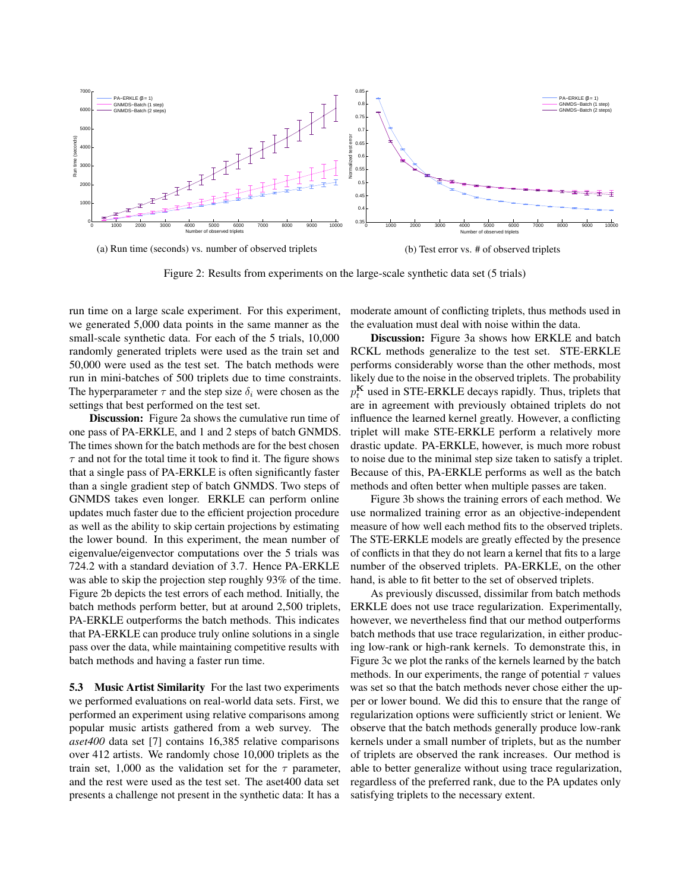(a) Run time (seconds) vs. number of observed triplets

(b) Test error vs. # of observed triplets

Figure 2: Results from experiments on the large-scale synthetic data set (5 trials)

run time on a large scale experiment. For this experiment, we generated 5,000 data points in the same manner as the small-scale synthetic data. For each of the 5 trials, 10,000 randomly generated triplets were used as the train set and 50,000 were used as the test set. The batch methods were run in mini-batches of 500 triplets due to time constraints. The hyperparameter $\tau$ and the step size $\delta_i$ were chosen as the settings that best performed on the test set.

**Discussion:** Figure 2a shows the cumulative run time of one pass of PA-ERKLE, and 1 and 2 steps of batch GNMDS. The times shown for the batch methods are for the best chosen $\tau$ and not for the total time it took to find it. The figure shows that a single pass of PA-ERKLE is often significantly faster than a single gradient step of batch GNMDS. Two steps of GNMDS takes even longer. ERKLE can perform online updates much faster due to the efficient projection procedure as well as the ability to skip certain projections by estimating the lower bound. In this experiment, the mean number of eigenvalue/eigenvector computations over the 5 trials was 724.2 with a standard deviation of 3.7. Hence PA-ERKLE was able to skip the projection step roughly 93% of the time. Figure 2b depicts the test errors of each method. Initially, the batch methods perform better, but at around 2,500 triplets, PA-ERKLE outperforms the batch methods. This indicates that PA-ERKLE can produce truly online solutions in a single pass over the data, while maintaining competitive results with batch methods and having a faster run time.

**5.3 Music Artist Similarity** For the last two experiments we performed evaluations on real-world data sets. First, we performed an experiment using relative comparisons among popular music artists gathered from a web survey. The *aset400* data set [7] contains 16,385 relative comparisons over 412 artists. We randomly chose 10,000 triplets as the train set, 1,000 as the validation set for the $\tau$ parameter, and the rest were used as the test set. The aset400 data set presents a challenge not present in the synthetic data: It has a moderate amount of conflicting triplets, thus methods used in the evaluation must deal with noise within the data.

**Discussion:** Figure 3a shows how ERKLE and batch RCKL methods generalize to the test set. STE-ERKLE performs considerably worse than the other methods, most likely due to the noise in the observed triplets. The probability $p_t^{\mathbf{K}}$ used in STE-ERKLE decays rapidly. Thus, triplets that are in agreement with previously obtained triplets do not influence the learned kernel greatly. However, a conflicting triplet will make STE-ERKLE perform a relatively more drastic update. PA-ERKLE, however, is much more robust to noise due to the minimal step size taken to satisfy a triplet. Because of this, PA-ERKLE performs as well as the batch methods and often better when multiple passes are taken.

Figure 3b shows the training errors of each method. We use normalized training error as an objective-independent measure of how well each method fits to the observed triplets. The STE-ERKLE models are greatly effected by the presence of conflicts in that they do not learn a kernel that fits to a large number of the observed triplets. PA-ERKLE, on the other hand, is able to fit better to the set of observed triplets.

As previously discussed, dissimilar from batch methods ERKLE does not use trace regularization. Experimentally, however, we nevertheless find that our method outperforms batch methods that use trace regularization, in either producing low-rank or high-rank kernels. To demonstrate this, in Figure 3c we plot the ranks of the kernels learned by the batch methods. In our experiments, the range of potential $\tau$ values was set so that the batch methods never chose either the upper or lower bound. We did this to ensure that the range of regularization options were sufficiently strict or lenient. We observe that the batch methods generally produce low-rank kernels under a small number of triplets, but as the number of triplets are observed the rank increases. Our method is able to better generalize without using trace regularization, regardless of the preferred rank, due to the PA updates only satisfying triplets to the necessary extent.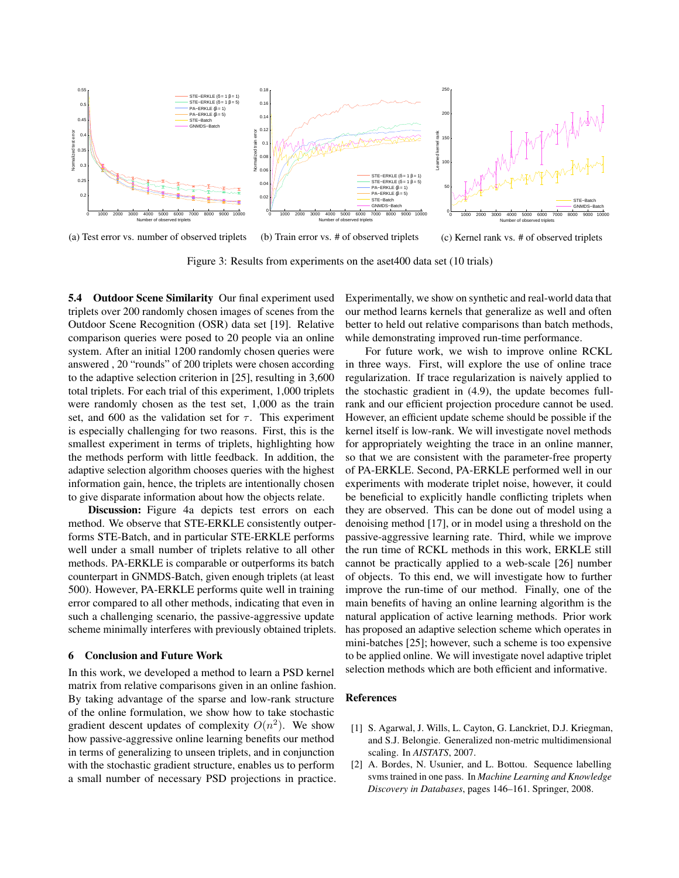(a) Test error vs. number of observed triplets

(b) Train error vs. # of observed triplets

(c) Kernel rank vs. # of observed triplets

Figure 3: Results from experiments on the aset400 data set (10 trials)

**5.4 Outdoor Scene Similarity** Our final experiment used triplets over 200 randomly chosen images of scenes from the Outdoor Scene Recognition (OSR) data set [19]. Relative comparison queries were posed to 20 people via an online system. After an initial 1200 randomly chosen queries were answered , 20 "rounds" of 200 triplets were chosen according to the adaptive selection criterion in [25], resulting in 3,600 total triplets. For each trial of this experiment, 1,000 triplets were randomly chosen as the test set, 1,000 as the train set, and 600 as the validation set for $\tau$. This experiment is especially challenging for two reasons. First, this is the smallest experiment in terms of triplets, highlighting how the methods perform with little feedback. In addition, the adaptive selection algorithm chooses queries with the highest information gain, hence, the triplets are intentionally chosen to give disparate information about how the objects relate.

**Discussion:** Figure 4a depicts test errors on each method. We observe that STE-ERKLE consistently outperforms STE-Batch, and in particular STE-ERKLE performs well under a small number of triplets relative to all other methods. PA-ERKLE is comparable or outperforms its batch counterpart in GNMDS-Batch, given enough triplets (at least 500). However, PA-ERKLE performs quite well in training error compared to all other methods, indicating that even in such a challenging scenario, the passive-aggressive update scheme minimally interferes with previously obtained triplets.

## 6 Conclusion and Future Work

In this work, we developed a method to learn a PSD kernel matrix from relative comparisons given in an online fashion. By taking advantage of the sparse and low-rank structure of the online formulation, we show how to take stochastic gradient descent updates of complexity $O(n^2)$. We show how passive-aggressive online learning benefits our method in terms of generalizing to unseen triplets, and in conjunction with the stochastic gradient structure, enables us to perform a small number of necessary PSD projections in practice. Experimentally, we show on synthetic and real-world data that our method learns kernels that generalize as well and often better to held out relative comparisons than batch methods, while demonstrating improved run-time performance.

For future work, we wish to improve online RCKL in three ways. First, will explore the use of online trace regularization. If trace regularization is naively applied to the stochastic gradient in (4.9), the update becomes full-rank and our efficient projection procedure cannot be used. However, an efficient update scheme should be possible if the kernel itself is low-rank. We will investigate novel methods for appropriately weighting the trace in an online manner, so that we are consistent with the parameter-free property of PA-ERKLE. Second, PA-ERKLE performed well in our experiments with moderate triplet noise, however, it could be beneficial to explicitly handle conflicting triplets when they are observed. This can be done out of model using a denoising method [17], or in model using a threshold on the passive-aggressive learning rate. Third, while we improve the run time of RCKL methods in this work, ERKLE still cannot be practically applied to a web-scale [26] number of objects. To this end, we will investigate how to further improve the run-time of our method. Finally, one of the main benefits of having an online learning algorithm is the natural application of active learning methods. Prior work has proposed an adaptive selection scheme which operates in mini-batches [25]; however, such a scheme is too expensive to be applied online. We will investigate novel adaptive triplet selection methods which are both efficient and informative.

## References

[1] S. Agarwal, J. Wills, L. Cayton, G. Lanckriet, D.J. Kriegman, and S.J. Belongie. Generalized non-metric multidimensional scaling. In *AISTATS*, 2007.

[2] A. Bordes, N. Usunier, and L. Bottou. Sequence labelling svms trained in one pass. In *Machine Learning and Knowledge Discovery in Databases*, pages 146–161. Springer, 2008.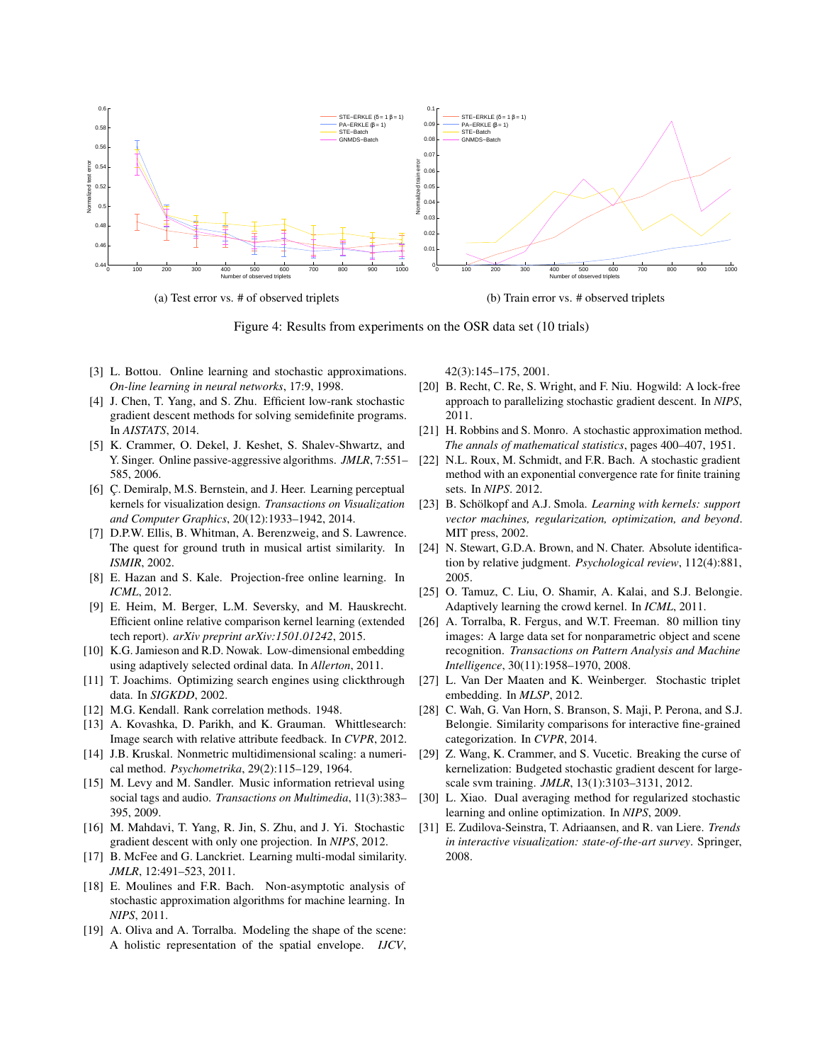0.6
0.58
0.56
0.54
0.52
0.5
0.48
0.46
0.44
0 100 200 300 400 500 600 700 800 900 1000
Normalized test error
Number of observed triplets
STE−ERKLE (δ= 1 β = 1)
PA−ERKLE (β = 1)
STE−Batch
GNMDS−Batch

(a) Test error vs. # of observed triplets

0.1
0.09
0.08
0.07
0.06
0.05
0.04
0.03
0.02
0.01
0
0 100 200 300 400 500 600 700 800 900 1000
Normalized train error
Number of observed triplets
STE−ERKLE (δ= 1 β = 1)
PA−ERKLE (β = 1)
STE−Batch
GNMDS−Batch

(b) Train error vs. # observed triplets

Figure 4: Results from experiments on the OSR data set (10 trials)

[3] L. Bottou. Online learning and stochastic approximations. *On-line learning in neural networks*, 17:9, 1998.

[4] J. Chen, T. Yang, and S. Zhu. Efficient low-rank stochastic gradient descent methods for solving semidefinite programs. In *AISTATS*, 2014.

[5] K. Crammer, O. Dekel, J. Keshet, S. Shalev-Shwartz, and Y. Singer. Online passive-aggressive algorithms. *JMLR*, 7:551–585, 2006.

[6] Ç. Demiralp, M.S. Bernstein, and J. Heer. Learning perceptual kernels for visualization design. *Transactions on Visualization and Computer Graphics*, 20(12):1933–1942, 2014.

[7] D.P.W. Ellis, B. Whitman, A. Berenzweig, and S. Lawrence. The quest for ground truth in musical artist similarity. In *ISMIR*, 2002.

[8] E. Hazan and S. Kale. Projection-free online learning. In *ICML*, 2012.

[9] E. Heim, M. Berger, L.M. Seversky, and M. Hauskrecht. Efficient online relative comparison kernel learning (extended tech report). *arXiv preprint arXiv:1501.01242*, 2015.

[10] K.G. Jamieson and R.D. Nowak. Low-dimensional embedding using adaptively selected ordinal data. In *Allerton*, 2011.

[11] T. Joachims. Optimizing search engines using clickthrough data. In *SIGKDD*, 2002.

[12] M.G. Kendall. Rank correlation methods. 1948.

[13] A. Kovashka, D. Parikh, and K. Grauman. Whittlesearch: Image search with relative attribute feedback. In *CVPR*, 2012.

[14] J.B. Kruskal. Nonmetric multidimensional scaling: a numerical method. *Psychometrika*, 29(2):115–129, 1964.

[15] M. Levy and M. Sandler. Music information retrieval using social tags and audio. *Transactions on Multimedia*, 11(3):383–395, 2009.

[16] M. Mahdavi, T. Yang, R. Jin, S. Zhu, and J. Yi. Stochastic gradient descent with only one projection. In *NIPS*, 2012.

[17] B. McFee and G. Lanckriet. Learning multi-modal similarity. *JMLR*, 12:491–523, 2011.

[18] E. Moulines and F.R. Bach. Non-asymptotic analysis of stochastic approximation algorithms for machine learning. In *NIPS*, 2011.

[19] A. Oliva and A. Torralba. Modeling the shape of the scene: A holistic representation of the spatial envelope. *IJCV*, 42(3):145–175, 2001.

[20] B. Recht, C. Re, S. Wright, and F. Niu. Hogwild: A lock-free approach to parallelizing stochastic gradient descent. In *NIPS*, 2011.

[21] H. Robbins and S. Monro. A stochastic approximation method. *The annals of mathematical statistics*, pages 400–407, 1951.

[22] N.L. Roux, M. Schmidt, and F.R. Bach. A stochastic gradient method with an exponential convergence rate for finite training sets. In *NIPS*. 2012.

[23] B. Schölkopf and A.J. Smola. *Learning with kernels: support vector machines, regularization, optimization, and beyond*. MIT press, 2002.

[24] N. Stewart, G.D.A. Brown, and N. Chater. Absolute identification by relative judgment. *Psychological review*, 112(4):881, 2005.

[25] O. Tamuz, C. Liu, O. Shamir, A. Kalai, and S.J. Belongie. Adaptively learning the crowd kernel. In *ICML*, 2011.

[26] A. Torralba, R. Fergus, and W.T. Freeman. 80 million tiny images: A large data set for nonparametric object and scene recognition. *Transactions on Pattern Analysis and Machine Intelligence*, 30(11):1958–1970, 2008.

[27] L. Van Der Maaten and K. Weinberger. Stochastic triplet embedding. In *MLSP*, 2012.

[28] C. Wah, G. Van Horn, S. Branson, S. Maji, P. Perona, and S.J. Belongie. Similarity comparisons for interactive fine-grained categorization. In *CVPR*, 2014.

[29] Z. Wang, K. Crammer, and S. Vucetic. Breaking the curse of kernelization: Budgeted stochastic gradient descent for large-scale svm training. *JMLR*, 13(1):3103–3131, 2012.

[30] L. Xiao. Dual averaging method for regularized stochastic learning and online optimization. In *NIPS*, 2009.

[31] E. Zudilova-Seinstra, T. Adriaansen, and R. van Liere. *Trends in interactive visualization: state-of-the-art survey*. Springer, 2008.